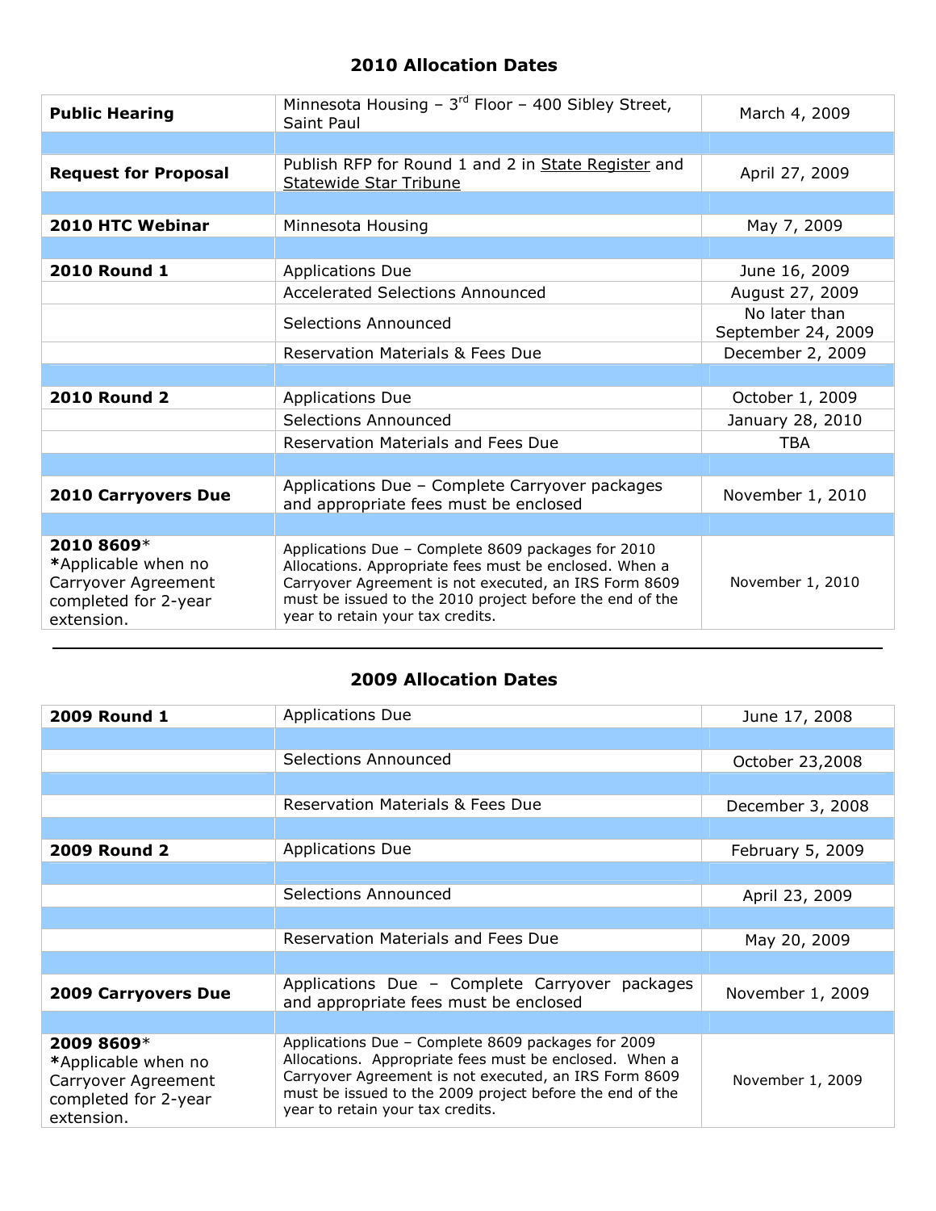## 2010 Allocation Dates

| | | |
|---|---|---|
| **Public Hearing** | Minnesota Housing – 3rd Floor – 400 Sibley Street, Saint Paul | March 4, 2009 |
| | | |
| **Request for Proposal** | Publish RFP for Round 1 and 2 in State Register and Statewide Star Tribune | April 27, 2009 |
| | | |
| **2010 HTC Webinar** | Minnesota Housing | May 7, 2009 |
| | | |
| **2010 Round 1** | Applications Due | June 16, 2009 |
| | Accelerated Selections Announced | August 27, 2009 |
| | Selections Announced | No later than September 24, 2009 |
| | Reservation Materials & Fees Due | December 2, 2009 |
| | | |
| **2010 Round 2** | Applications Due | October 1, 2009 |
| | Selections Announced | January 28, 2010 |
| | Reservation Materials and Fees Due | TBA |
| | | |
| **2010 Carryovers Due** | Applications Due – Complete Carryover packages and appropriate fees must be enclosed | November 1, 2010 |
| | | |
| **2010 8609*** *Applicable when no Carryover Agreement completed for 2-year extension. | Applications Due – Complete 8609 packages for 2010 Allocations. Appropriate fees must be enclosed. When a Carryover Agreement is not executed, an IRS Form 8609 must be issued to the 2010 project before the end of the year to retain your tax credits. | November 1, 2010 |

---

## 2009 Allocation Dates

| | | |
|---|---|---|
| **2009 Round 1** | Applications Due | June 17, 2008 |
| | | |
| | Selections Announced | October 23,2008 |
| | | |
| | Reservation Materials & Fees Due | December 3, 2008 |
| | | |
| **2009 Round 2** | Applications Due | February 5, 2009 |
| | | |
| | Selections Announced | April 23, 2009 |
| | | |
| | Reservation Materials and Fees Due | May 20, 2009 |
| | | |
| **2009 Carryovers Due** | Applications Due – Complete Carryover packages and appropriate fees must be enclosed | November 1, 2009 |
| | | |
| **2009 8609*** *Applicable when no Carryover Agreement completed for 2-year extension. | Applications Due – Complete 8609 packages for 2009 Allocations. Appropriate fees must be enclosed. When a Carryover Agreement is not executed, an IRS Form 8609 must be issued to the 2009 project before the end of the year to retain your tax credits. | November 1, 2009 |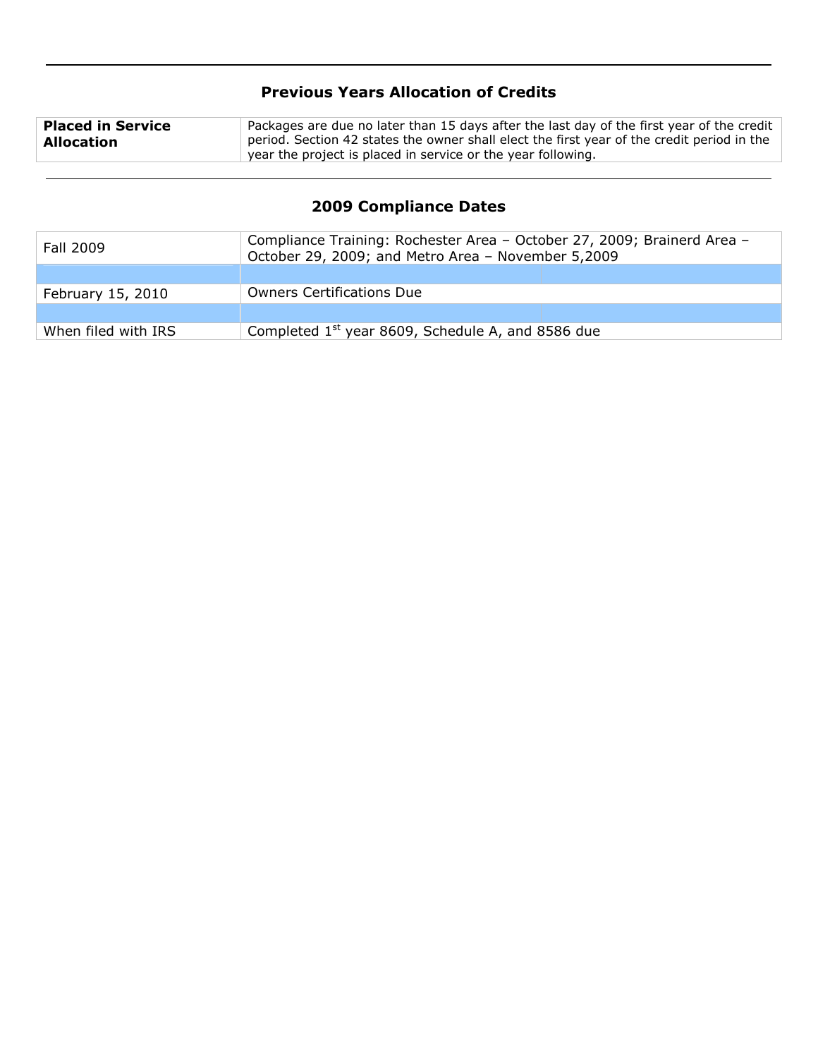## Previous Years Allocation of Credits

| | |
|---|---|
| **Placed in Service Allocation** | Packages are due no later than 15 days after the last day of the first year of the credit period. Section 42 states the owner shall elect the first year of the credit period in the year the project is placed in service or the year following. |

## 2009 Compliance Dates

| | |
|---|---|
| Fall 2009 | Compliance Training: Rochester Area – October 27, 2009; Brainerd Area – October 29, 2009; and Metro Area – November 5,2009 |
| | |
| February 15, 2010 | Owners Certifications Due |
| | |
| When filed with IRS | Completed 1st year 8609, Schedule A, and 8586 due |